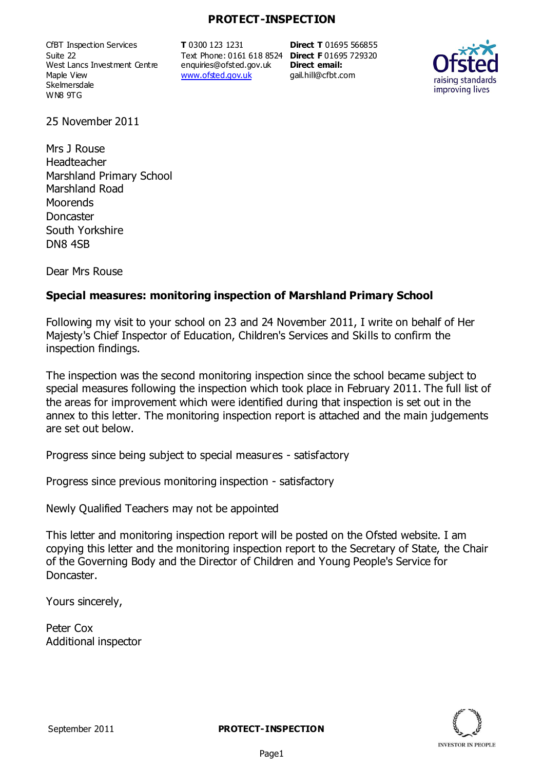**PROTECT-INSPECTION**

CfBT Inspection Services
Suite 22
West Lancs Investment Centre
Maple View
Skelmersdale
WN8 9TG

**T** 0300 123 1231
Text Phone: 0161 618 8524
enquiries@ofsted.gov.uk
www.ofsted.gov.uk

**Direct T** 01695 566855
**Direct F** 01695 729320
**Direct email:**
gail.hill@cfbt.com

Ofsted
raising standards
improving lives

25 November 2011

Mrs J Rouse
Headteacher
Marshland Primary School
Marshland Road
Moorends
Doncaster
South Yorkshire
DN8 4SB

Dear Mrs Rouse

**Special measures: monitoring inspection of Marshland Primary School**

Following my visit to your school on 23 and 24 November 2011, I write on behalf of Her Majesty's Chief Inspector of Education, Children's Services and Skills to confirm the inspection findings.

The inspection was the second monitoring inspection since the school became subject to special measures following the inspection which took place in February 2011. The full list of the areas for improvement which were identified during that inspection is set out in the annex to this letter. The monitoring inspection report is attached and the main judgements are set out below.

Progress since being subject to special measures - satisfactory

Progress since previous monitoring inspection - satisfactory

Newly Qualified Teachers may not be appointed

This letter and monitoring inspection report will be posted on the Ofsted website. I am copying this letter and the monitoring inspection report to the Secretary of State, the Chair of the Governing Body and the Director of Children and Young People's Service for Doncaster.

Yours sincerely,

Peter Cox
Additional inspector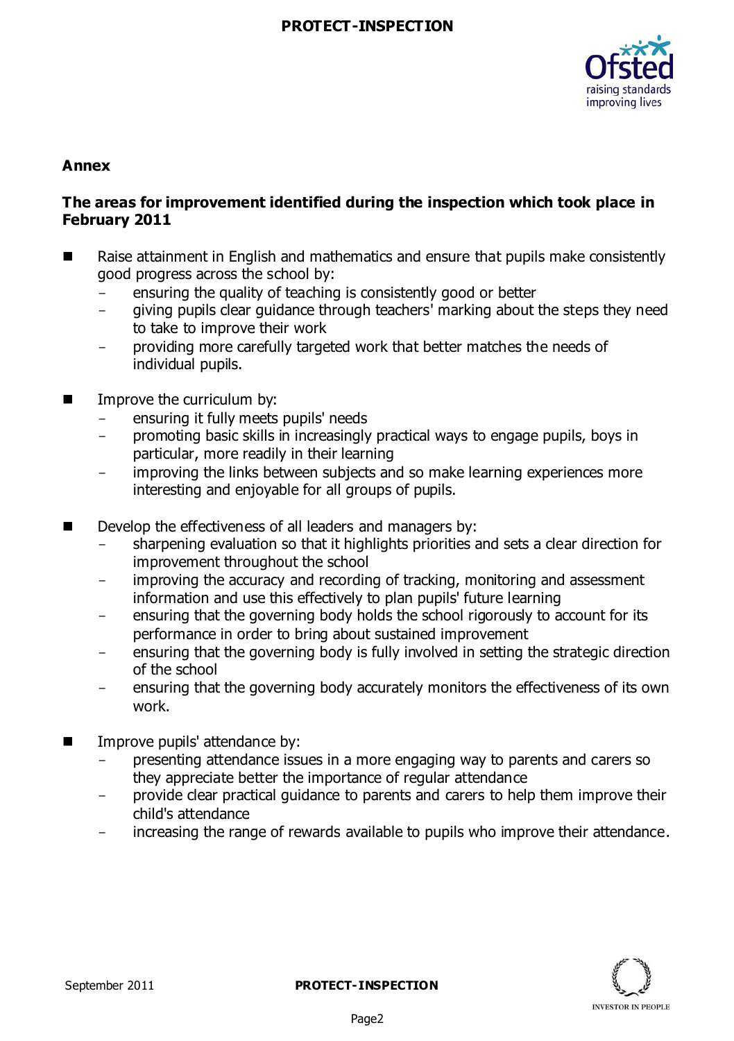## Annex

### The areas for improvement identified during the inspection which took place in February 2011

- Raise attainment in English and mathematics and ensure that pupils make consistently good progress across the school by:
  - ensuring the quality of teaching is consistently good or better
  - giving pupils clear guidance through teachers' marking about the steps they need to take to improve their work
  - providing more carefully targeted work that better matches the needs of individual pupils.

- Improve the curriculum by:
  - ensuring it fully meets pupils' needs
  - promoting basic skills in increasingly practical ways to engage pupils, boys in particular, more readily in their learning
  - improving the links between subjects and so make learning experiences more interesting and enjoyable for all groups of pupils.

- Develop the effectiveness of all leaders and managers by:
  - sharpening evaluation so that it highlights priorities and sets a clear direction for improvement throughout the school
  - improving the accuracy and recording of tracking, monitoring and assessment information and use this effectively to plan pupils' future learning
  - ensuring that the governing body holds the school rigorously to account for its performance in order to bring about sustained improvement
  - ensuring that the governing body is fully involved in setting the strategic direction of the school
  - ensuring that the governing body accurately monitors the effectiveness of its own work.

- Improve pupils' attendance by:
  - presenting attendance issues in a more engaging way to parents and carers so they appreciate better the importance of regular attendance
  - provide clear practical guidance to parents and carers to help them improve their child's attendance
  - increasing the range of rewards available to pupils who improve their attendance.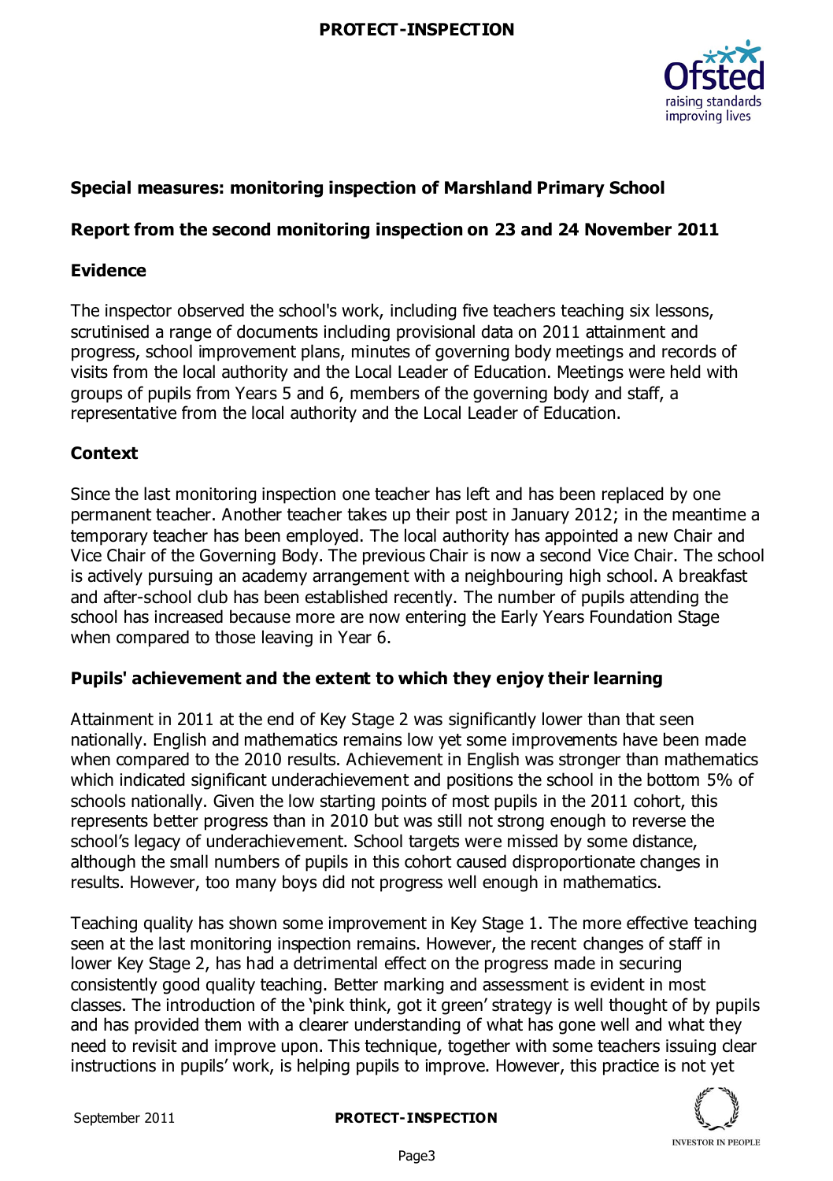## Special measures: monitoring inspection of Marshland Primary School

## Report from the second monitoring inspection on 23 and 24 November 2011

### Evidence

The inspector observed the school's work, including five teachers teaching six lessons, scrutinised a range of documents including provisional data on 2011 attainment and progress, school improvement plans, minutes of governing body meetings and records of visits from the local authority and the Local Leader of Education. Meetings were held with groups of pupils from Years 5 and 6, members of the governing body and staff, a representative from the local authority and the Local Leader of Education.

### Context

Since the last monitoring inspection one teacher has left and has been replaced by one permanent teacher. Another teacher takes up their post in January 2012; in the meantime a temporary teacher has been employed. The local authority has appointed a new Chair and Vice Chair of the Governing Body. The previous Chair is now a second Vice Chair. The school is actively pursuing an academy arrangement with a neighbouring high school. A breakfast and after-school club has been established recently. The number of pupils attending the school has increased because more are now entering the Early Years Foundation Stage when compared to those leaving in Year 6.

### Pupils' achievement and the extent to which they enjoy their learning

Attainment in 2011 at the end of Key Stage 2 was significantly lower than that seen nationally. English and mathematics remains low yet some improvements have been made when compared to the 2010 results. Achievement in English was stronger than mathematics which indicated significant underachievement and positions the school in the bottom 5% of schools nationally. Given the low starting points of most pupils in the 2011 cohort, this represents better progress than in 2010 but was still not strong enough to reverse the school's legacy of underachievement. School targets were missed by some distance, although the small numbers of pupils in this cohort caused disproportionate changes in results. However, too many boys did not progress well enough in mathematics.

Teaching quality has shown some improvement in Key Stage 1. The more effective teaching seen at the last monitoring inspection remains. However, the recent changes of staff in lower Key Stage 2, has had a detrimental effect on the progress made in securing consistently good quality teaching. Better marking and assessment is evident in most classes. The introduction of the 'pink think, got it green' strategy is well thought of by pupils and has provided them with a clearer understanding of what has gone well and what they need to revisit and improve upon. This technique, together with some teachers issuing clear instructions in pupils' work, is helping pupils to improve. However, this practice is not yet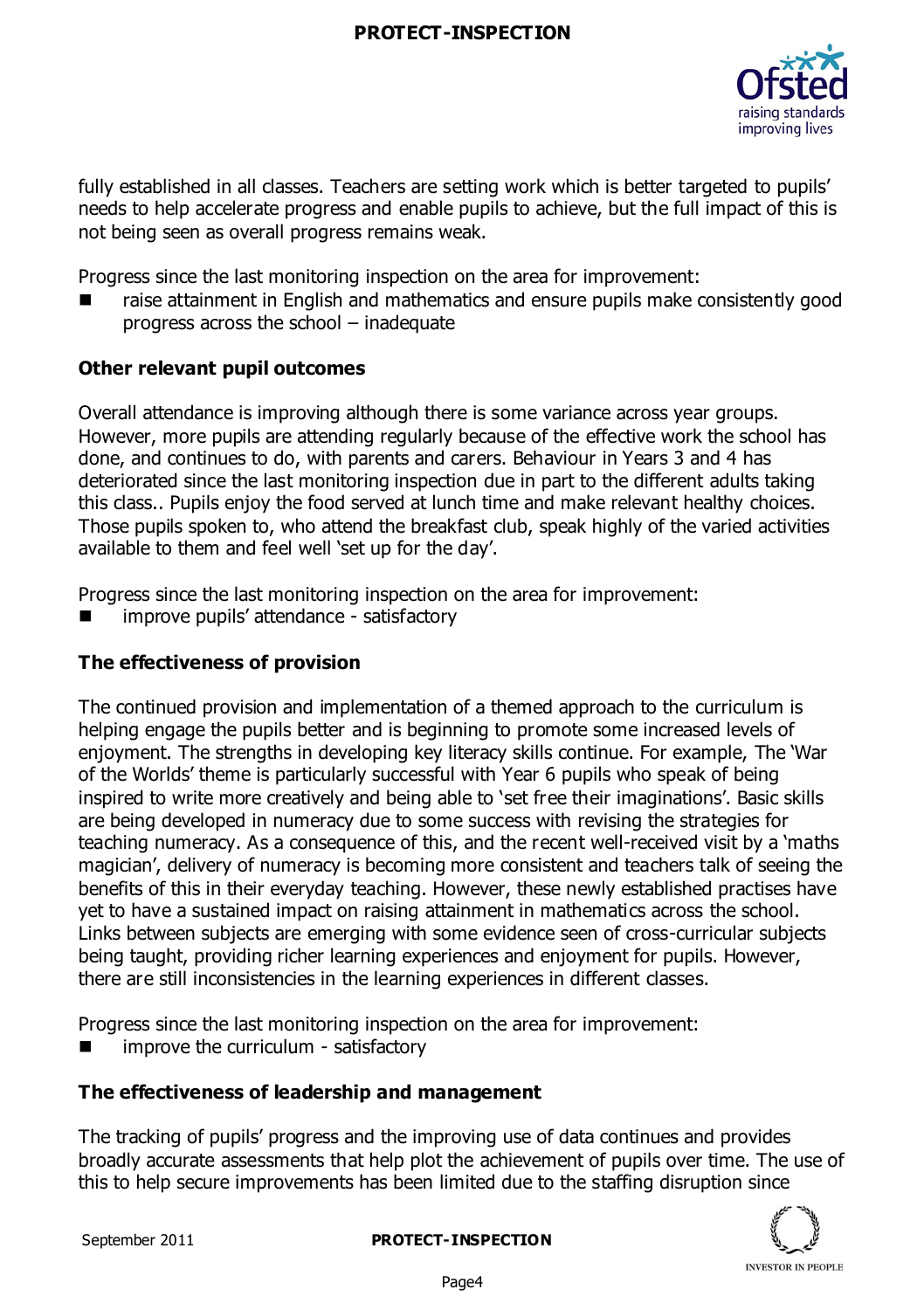fully established in all classes. Teachers are setting work which is better targeted to pupils' needs to help accelerate progress and enable pupils to achieve, but the full impact of this is not being seen as overall progress remains weak.

Progress since the last monitoring inspection on the area for improvement:

- raise attainment in English and mathematics and ensure pupils make consistently good progress across the school – inadequate

**Other relevant pupil outcomes**

Overall attendance is improving although there is some variance across year groups. However, more pupils are attending regularly because of the effective work the school has done, and continues to do, with parents and carers. Behaviour in Years 3 and 4 has deteriorated since the last monitoring inspection due in part to the different adults taking this class.. Pupils enjoy the food served at lunch time and make relevant healthy choices. Those pupils spoken to, who attend the breakfast club, speak highly of the varied activities available to them and feel well 'set up for the day'.

Progress since the last monitoring inspection on the area for improvement:

- improve pupils' attendance - satisfactory

**The effectiveness of provision**

The continued provision and implementation of a themed approach to the curriculum is helping engage the pupils better and is beginning to promote some increased levels of enjoyment. The strengths in developing key literacy skills continue. For example, The 'War of the Worlds' theme is particularly successful with Year 6 pupils who speak of being inspired to write more creatively and being able to 'set free their imaginations'. Basic skills are being developed in numeracy due to some success with revising the strategies for teaching numeracy. As a consequence of this, and the recent well-received visit by a 'maths magician', delivery of numeracy is becoming more consistent and teachers talk of seeing the benefits of this in their everyday teaching. However, these newly established practises have yet to have a sustained impact on raising attainment in mathematics across the school. Links between subjects are emerging with some evidence seen of cross-curricular subjects being taught, providing richer learning experiences and enjoyment for pupils. However, there are still inconsistencies in the learning experiences in different classes.

Progress since the last monitoring inspection on the area for improvement:

- improve the curriculum - satisfactory

**The effectiveness of leadership and management**

The tracking of pupils' progress and the improving use of data continues and provides broadly accurate assessments that help plot the achievement of pupils over time. The use of this to help secure improvements has been limited due to the staffing disruption since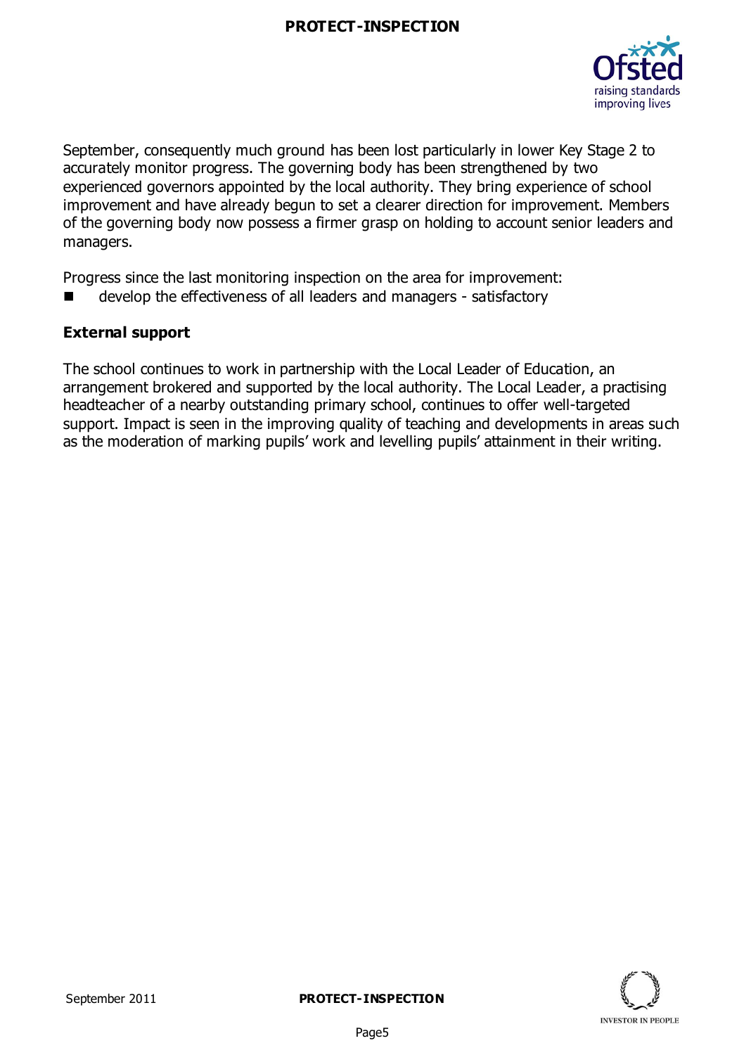September, consequently much ground has been lost particularly in lower Key Stage 2 to accurately monitor progress. The governing body has been strengthened by two experienced governors appointed by the local authority. They bring experience of school improvement and have already begun to set a clearer direction for improvement. Members of the governing body now possess a firmer grasp on holding to account senior leaders and managers.

Progress since the last monitoring inspection on the area for improvement:

- develop the effectiveness of all leaders and managers - satisfactory

**External support**

The school continues to work in partnership with the Local Leader of Education, an arrangement brokered and supported by the local authority. The Local Leader, a practising headteacher of a nearby outstanding primary school, continues to offer well-targeted support. Impact is seen in the improving quality of teaching and developments in areas such as the moderation of marking pupils' work and levelling pupils' attainment in their writing.